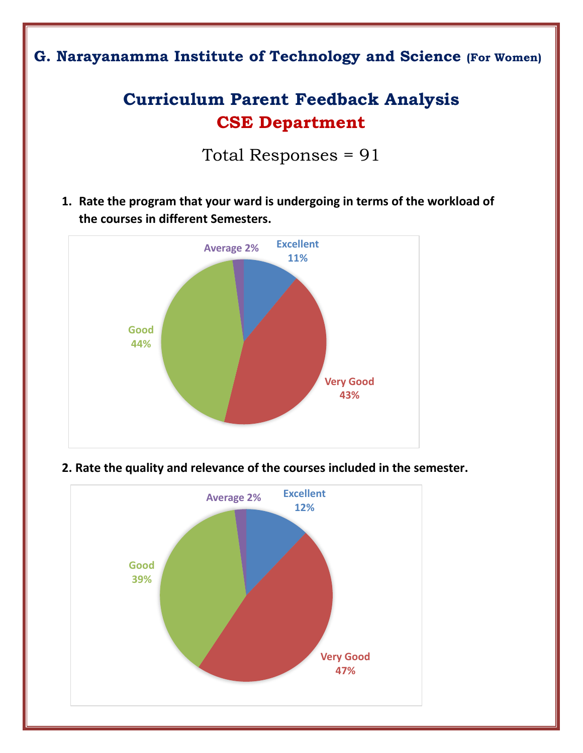**G. Narayanamma Institute of Technology and Science (For Women)**

# Curriculum Parent Feedback Analysis

## CSE Department

Total Responses = 91

**1. Rate the program that your ward is undergoing in terms of the workload of the courses in different Semesters.**

Excellent 11%

Very Good 43%

Good 44%

Average 2%

**2. Rate the quality and relevance of the courses included in the semester.**

Excellent 12%

Very Good 47%

Good 39%

Average 2%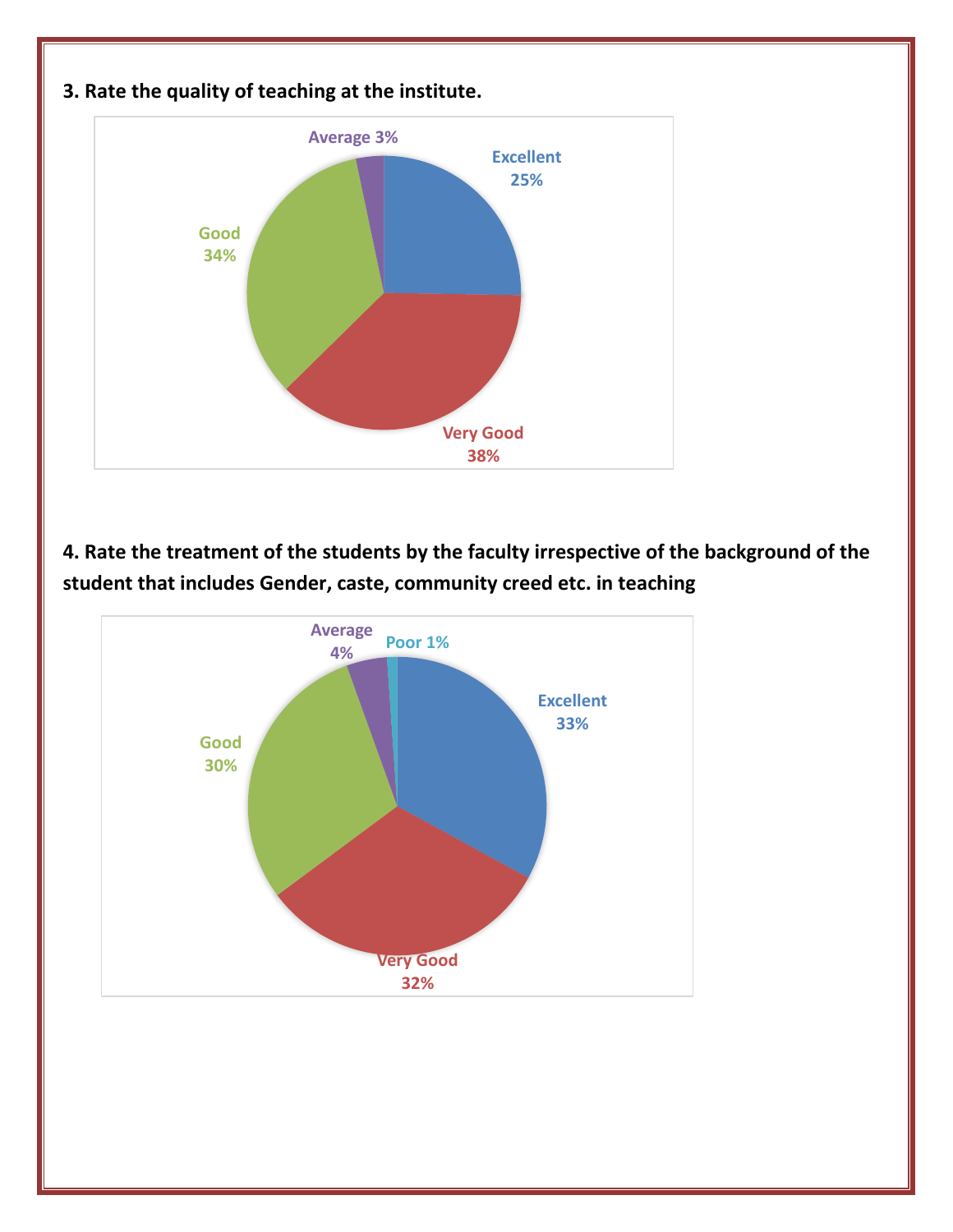**3. Rate the quality of teaching at the institute.**

Excellent 25%
Very Good 38%
Good 34%
Average 3%

**4. Rate the treatment of the students by the faculty irrespective of the background of the student that includes Gender, caste, community creed etc. in teaching**

Excellent 33%
Very Good 32%
Good 30%
Average 4%
Poor 1%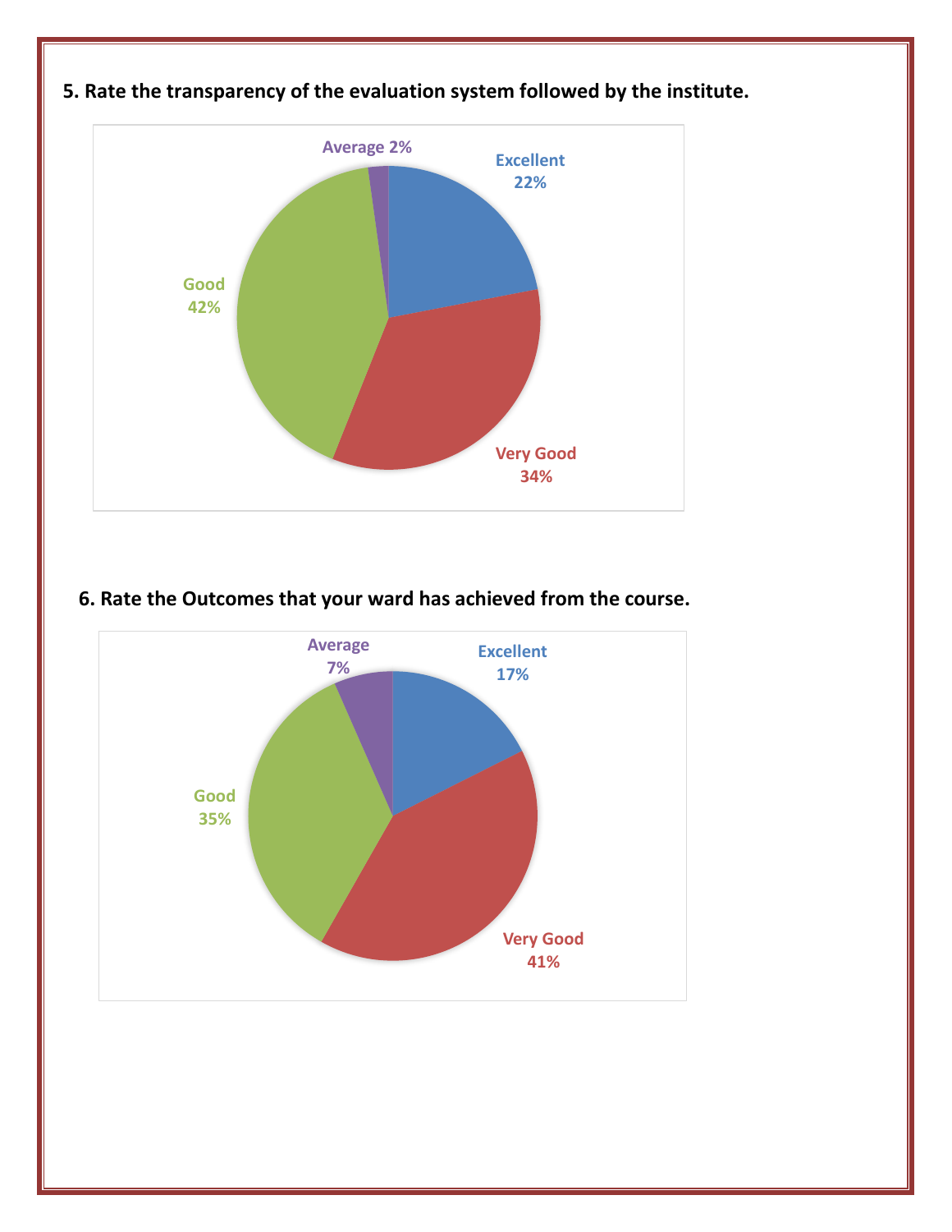**5. Rate the transparency of the evaluation system followed by the institute.**

| Rating | Percentage |
|---|---|
| Excellent | 22% |
| Very Good | 34% |
| Good | 42% |
| Average | 2% |

**6. Rate the Outcomes that your ward has achieved from the course.**

| Rating | Percentage |
|---|---|
| Excellent | 17% |
| Very Good | 41% |
| Good | 35% |
| Average | 7% |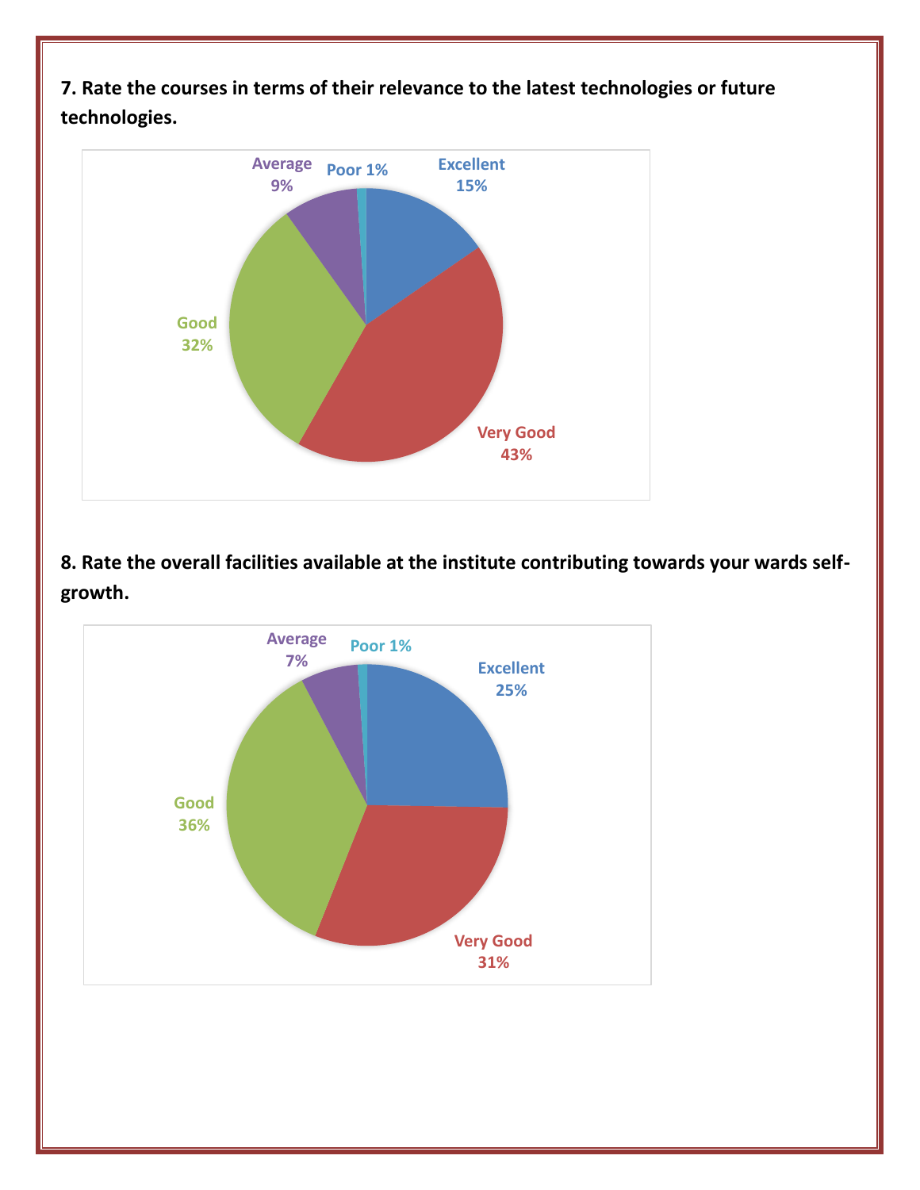**7. Rate the courses in terms of their relevance to the latest technologies or future technologies.**

| Rating | Percentage |
|---|---|
| Excellent | 15% |
| Very Good | 43% |
| Good | 32% |
| Average | 9% |
| Poor | 1% |

**8. Rate the overall facilities available at the institute contributing towards your wards self-growth.**

| Rating | Percentage |
|---|---|
| Excellent | 25% |
| Very Good | 31% |
| Good | 36% |
| Average | 7% |
| Poor | 1% |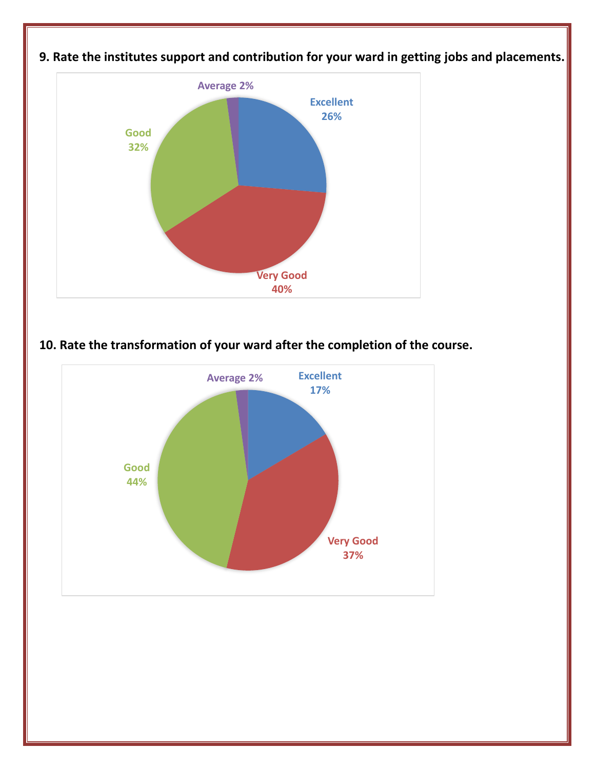**9. Rate the institutes support and contribution for your ward in getting jobs and placements.**

Average 2%

Excellent 26%

Good 32%

Very Good 40%

**10. Rate the transformation of your ward after the completion of the course.**

Average 2%

Excellent 17%

Good 44%

Very Good 37%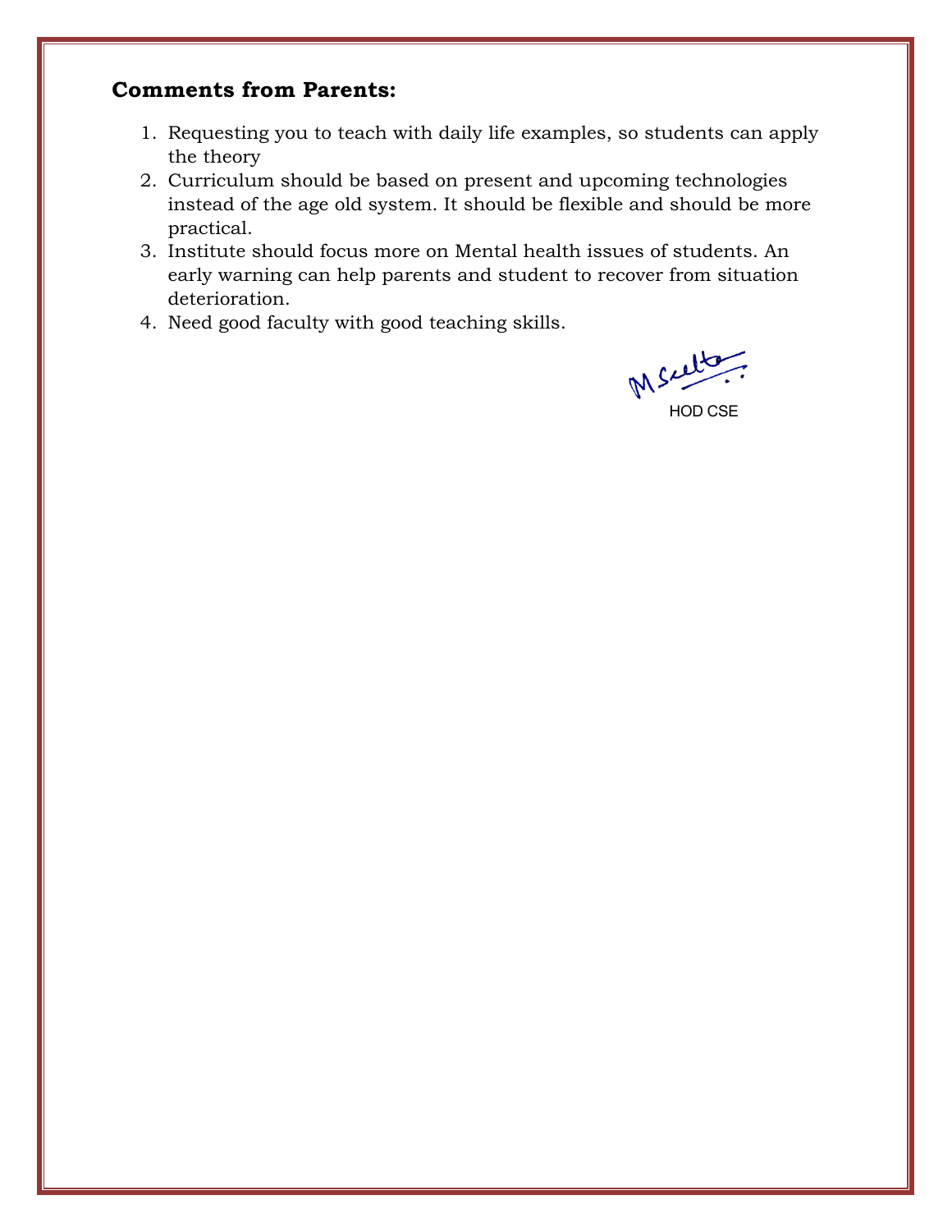**Comments from Parents:**

1. Requesting you to teach with daily life examples, so students can apply the theory
2. Curriculum should be based on present and upcoming technologies instead of the age old system. It should be flexible and should be more practical.
3. Institute should focus more on Mental health issues of students. An early warning can help parents and student to recover from situation deterioration.
4. Need good faculty with good teaching skills.

HOD CSE